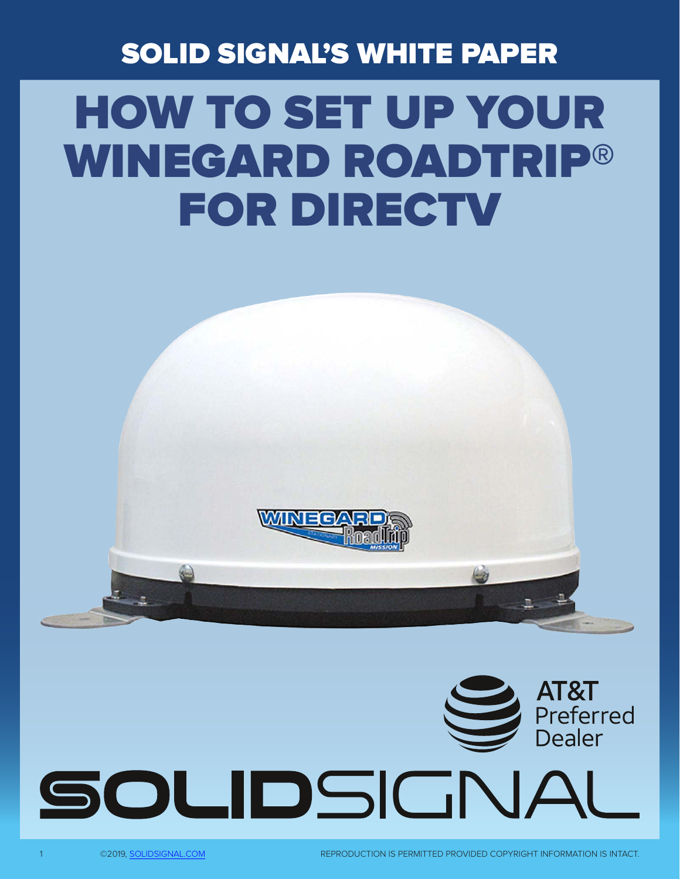SOLID SIGNAL'S WHITE PAPER

# HOW TO SET UP YOUR WINEGARD ROADTRIP® FOR DIRECTV

AT&T Preferred Dealer

SOLIDSIGNAL

©2019, SOLIDSIGNAL.COM

REPRODUCTION IS PERMITTED PROVIDED COPYRIGHT INFORMATION IS INTACT.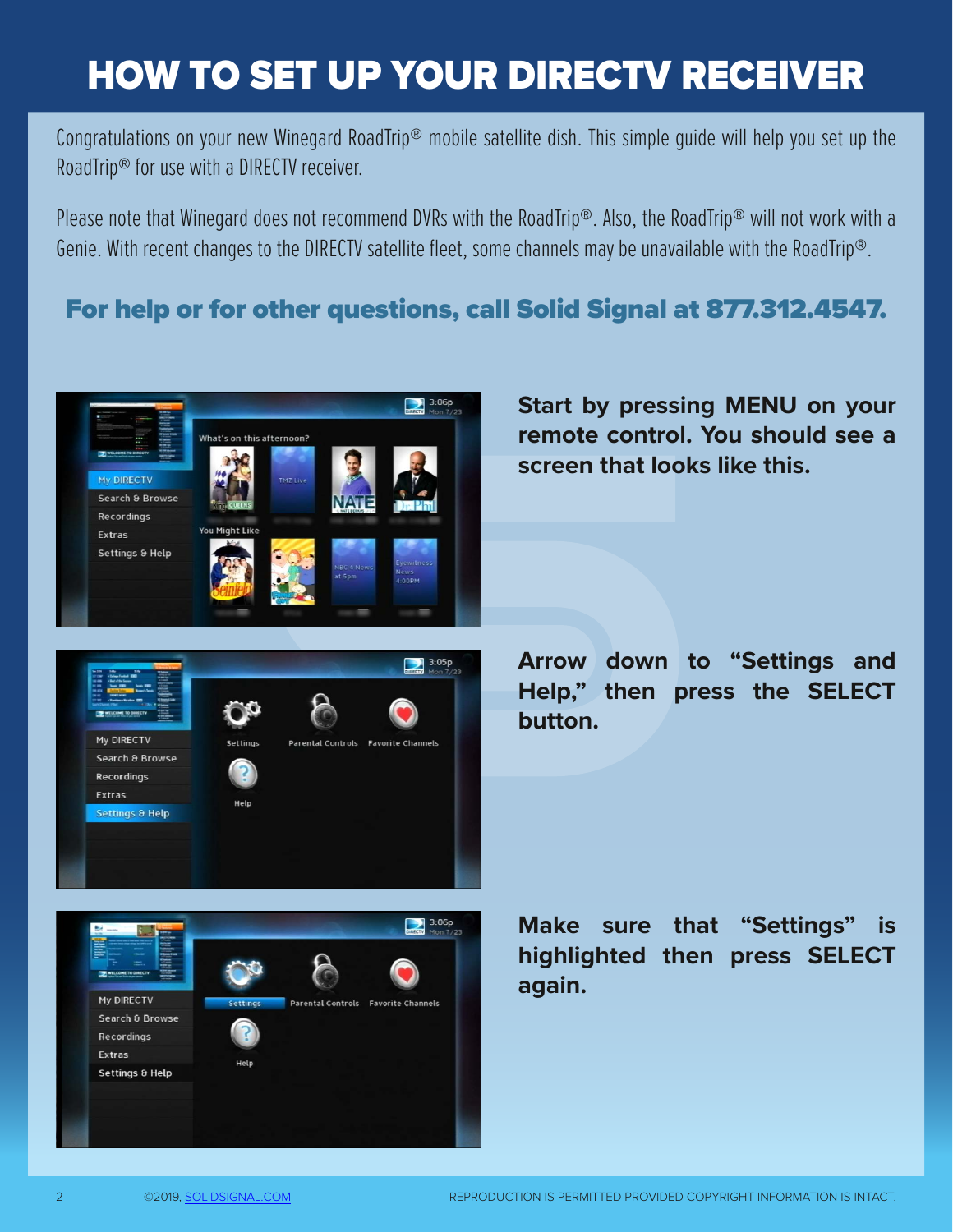# HOW TO SET UP YOUR DIRECTV RECEIVER

Congratulations on your new Winegard RoadTrip® mobile satellite dish. This simple guide will help you set up the RoadTrip® for use with a DIRECTV receiver.

Please note that Winegard does not recommend DVRs with the RoadTrip®. Also, the RoadTrip® will not work with a Genie. With recent changes to the DIRECTV satellite fleet, some channels may be unavailable with the RoadTrip®.

**For help or for other questions, call Solid Signal at 877.312.4547.**

**Start by pressing MENU on your remote control. You should see a screen that looks like this.**

**Arrow down to "Settings and Help," then press the SELECT button.**

**Make sure that "Settings" is highlighted then press SELECT again.**

©2019, SOLIDSIGNAL.COM

REPRODUCTION IS PERMITTED PROVIDED COPYRIGHT INFORMATION IS INTACT.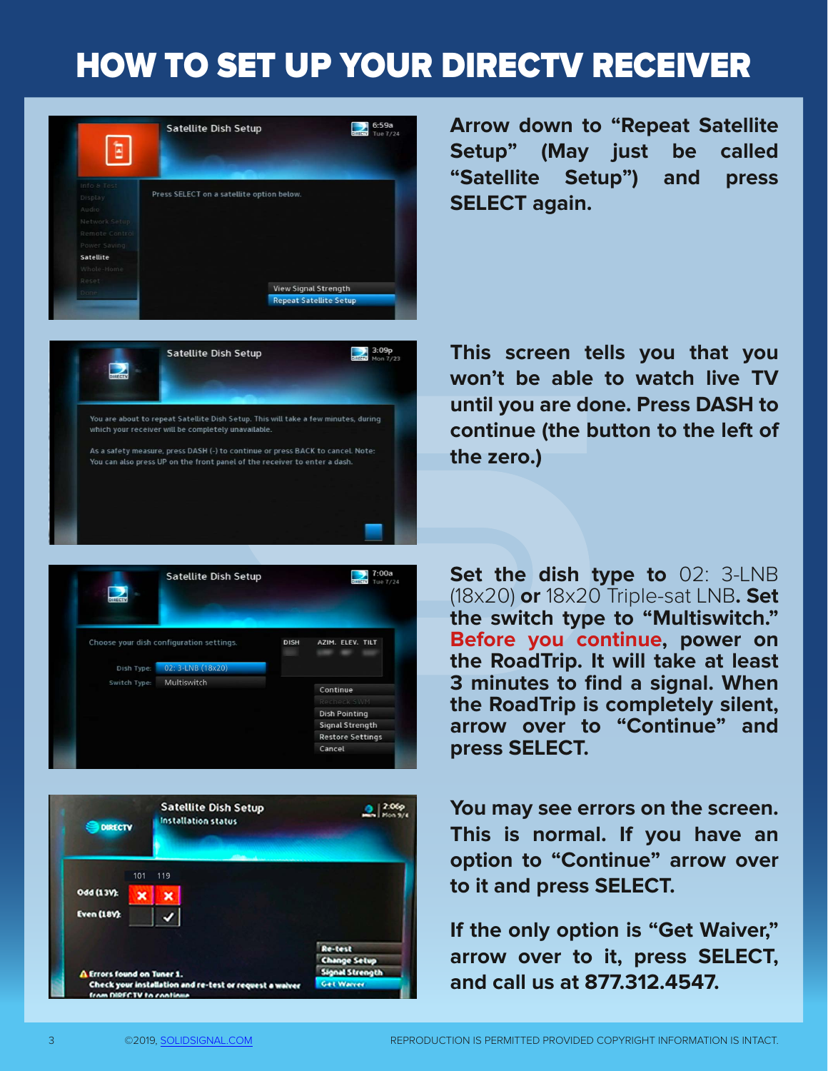# HOW TO SET UP YOUR DIRECTV RECEIVER

**Arrow down to "Repeat Satellite Setup" (May just be called "Satellite Setup") and press SELECT again.**

**This screen tells you that you won't be able to watch live TV until you are done. Press DASH to continue (the button to the left of the zero.)**

**Set the dish type to** 02: 3-LNB (18x20) **or** 18x20 Triple-sat LNB**. Set the switch type to "Multiswitch." Before you continue, power on the RoadTrip. It will take at least 3 minutes to find a signal. When the RoadTrip is completely silent, arrow over to "Continue" and press SELECT.**

**You may see errors on the screen. This is normal. If you have an option to "Continue" arrow over to it and press SELECT.**

**If the only option is "Get Waiver," arrow over to it, press SELECT, and call us at 877.312.4547.**

©2019, SOLIDSIGNAL.COM

REPRODUCTION IS PERMITTED PROVIDED COPYRIGHT INFORMATION IS INTACT.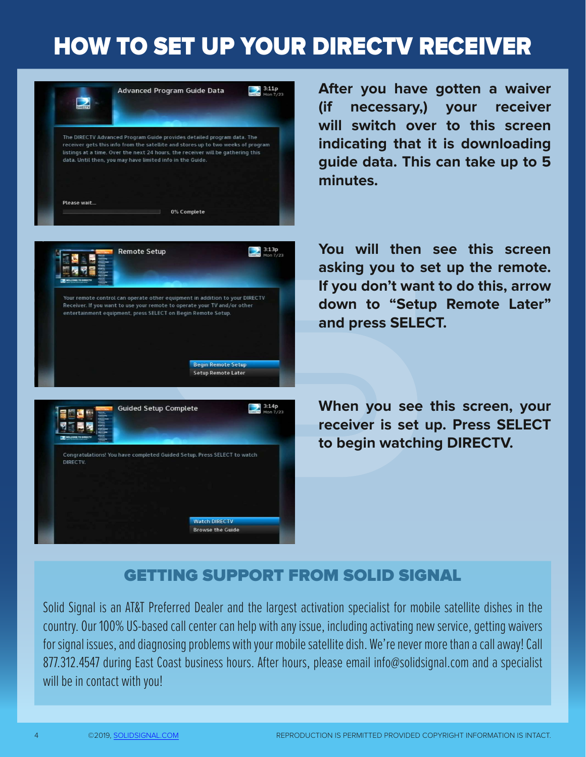# HOW TO SET UP YOUR DIRECTV RECEIVER

**After you have gotten a waiver (if necessary,) your receiver will switch over to this screen indicating that it is downloading guide data. This can take up to 5 minutes.**

**You will then see this screen asking you to set up the remote. If you don't want to do this, arrow down to "Setup Remote Later" and press SELECT.**

**When you see this screen, your receiver is set up. Press SELECT to begin watching DIRECTV.**

## GETTING SUPPORT FROM SOLID SIGNAL

Solid Signal is an AT&T Preferred Dealer and the largest activation specialist for mobile satellite dishes in the country. Our 100% US-based call center can help with any issue, including activating new service, getting waivers for signal issues, and diagnosing problems with your mobile satellite dish. We're never more than a call away! Call 877.312.4547 during East Coast business hours. After hours, please email info@solidsignal.com and a specialist will be in contact with you!

©2019, SOLIDSIGNAL.COM REPRODUCTION IS PERMITTED PROVIDED COPYRIGHT INFORMATION IS INTACT.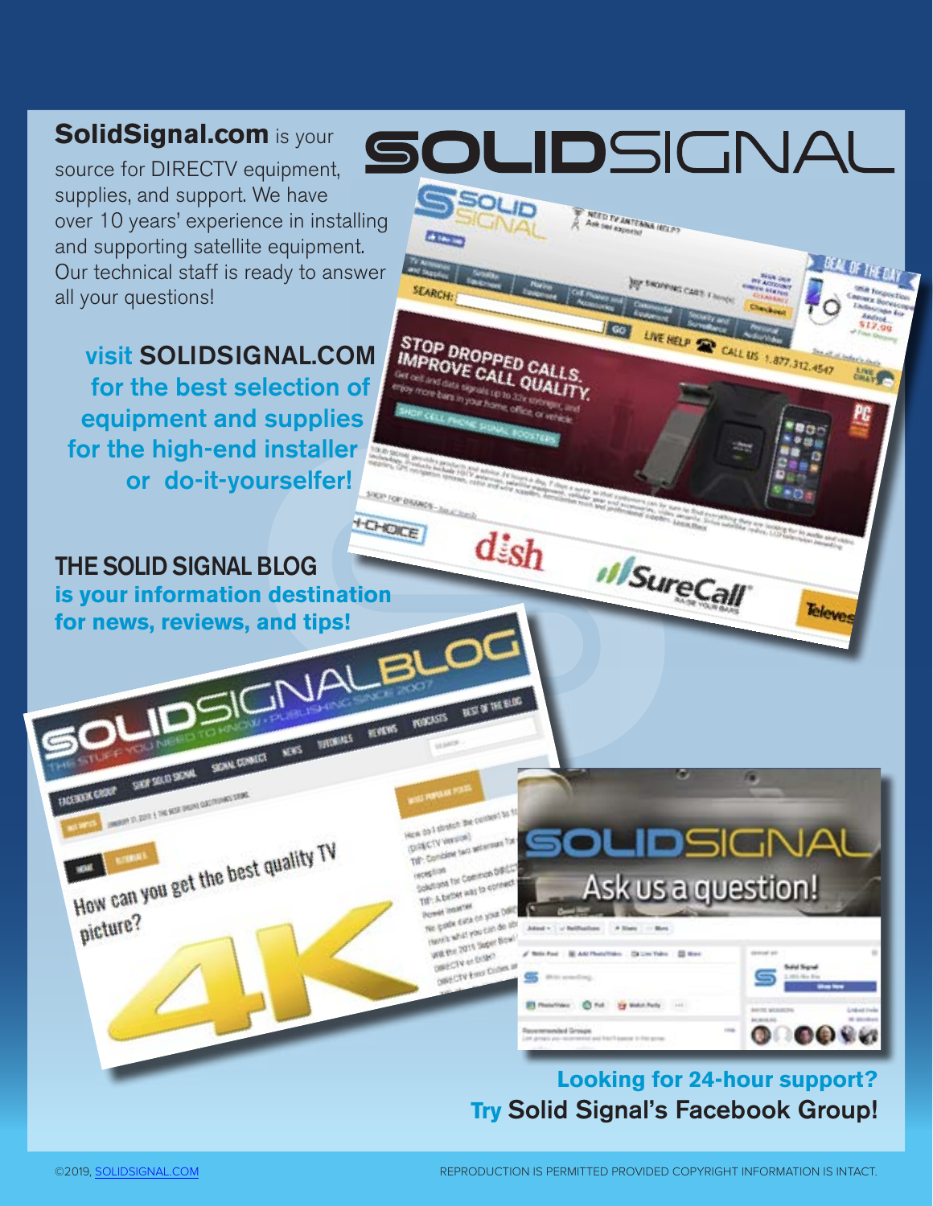**SolidSignal.com** is your source for DIRECTV equipment, supplies, and support. We have over 10 years' experience in installing and supporting satellite equipment. Our technical staff is ready to answer all your questions!

**visit SOLIDSIGNAL.COM for the best selection of equipment and supplies for the high-end installer or do-it-yourselfer!**

## THE SOLID SIGNAL BLOG

**is your information destination for news, reviews, and tips!**

**Looking for 24-hour support? Try Solid Signal's Facebook Group!**

©2019, SOLIDSIGNAL.COM

REPRODUCTION IS PERMITTED PROVIDED COPYRIGHT INFORMATION IS INTACT.